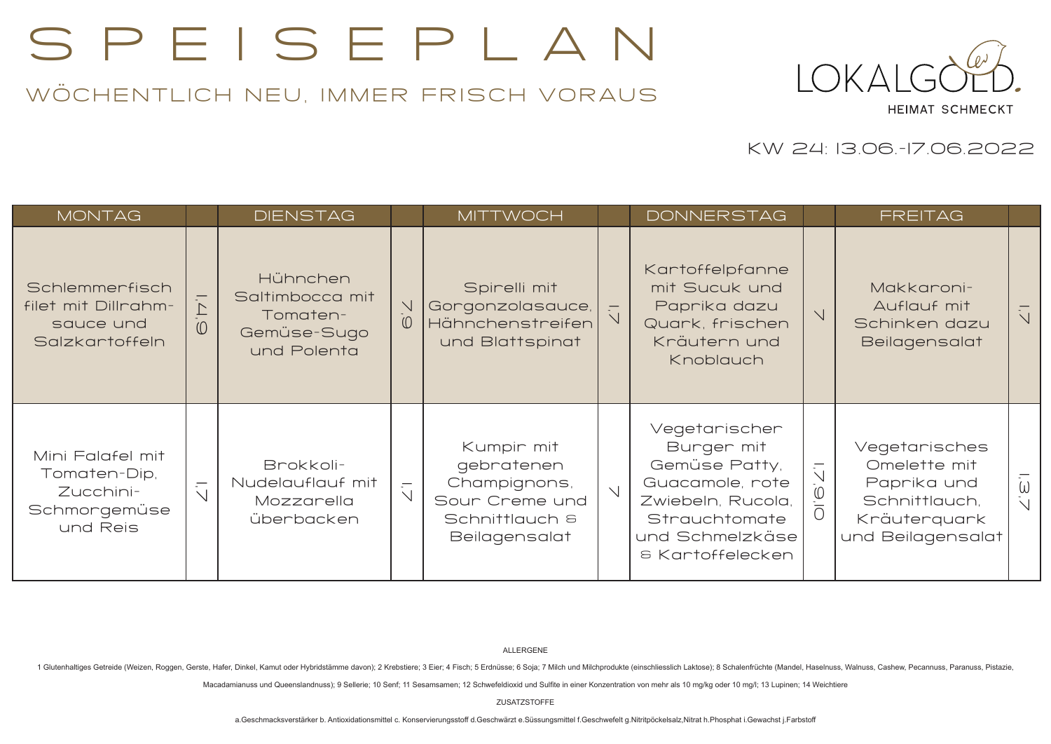# SPEISEPLAN

## WÖCHENTLICH NEU, IMMER FRISCH VORAUS

LOKALGOLD.
HEIMAT SCHMECKT

KW 24: 13.06.-17.06.2022

| MONTAG | | DIENSTAG | | MITTWOCH | | DONNERSTAG | | FREITAG | |
|---|---|---|---|---|---|---|---|---|---|
| Schlemmerfisch filet mit Dillrahm-sauce und Salzkartoffeln | 1,4,9 | Hühnchen Saltimbocca mit Tomaten-Gemüse-Sugo und Polenta | 7,9 | Spirelli mit Gorgonzolasauce, Hähnchenstreifen und Blattspinat | 1,7 | Kartoffelpfanne mit Sucuk und Paprika dazu Quark, frischen Kräutern und Knoblauch | 7 | Makkaroni-Auflauf mit Schinken dazu Beilagensalat | 1,7 |
| Mini Falafel mit Tomaten-Dip, Zucchini-Schmorgemüse und Reis | 1,7 | Brokkoli-Nudelauflauf mit Mozzarella überbacken | 1,7 | Kumpir mit gebratenen Champignons, Sour Creme und Schnittlauch & Beilagensalat | 7 | Vegetarischer Burger mit Gemüse Patty, Guacamole, rote Zwiebeln, Rucola, Strauchtomate und Schmelzkäse & Kartoffelecken | 1,7,9,10 | Vegetarisches Omelette mit Paprika und Schnittlauch, Kräuterquark und Beilagensalat | 1,3,7 |

ALLERGENE

1 Glutenhaltiges Getreide (Weizen, Roggen, Gerste, Hafer, Dinkel, Kamut oder Hybridstämme davon); 2 Krebstiere; 3 Eier; 4 Fisch; 5 Erdnüsse; 6 Soja; 7 Milch und Milchprodukte (einschliesslich Laktose); 8 Schalenfrüchte (Mandel, Haselnuss, Walnuss, Cashew, Pecannuss, Paranuss, Pistazie, Macadamianuss und Queenslandnuss); 9 Sellerie; 10 Senf; 11 Sesamsamen; 12 Schwefeldioxid und Sulfite in einer Konzentration von mehr als 10 mg/kg oder 10 mg/l; 13 Lupinen; 14 Weichtiere

ZUSATZSTOFFE

a.Geschmacksverstärker b. Antioxidationsmittel c. Konservierungsstoff d.Geschwärzt e.Süssungsmittel f.Geschwefelt g.Nitritpöckelsalz,Nitrat h.Phosphat i.Gewachst j.Farbstoff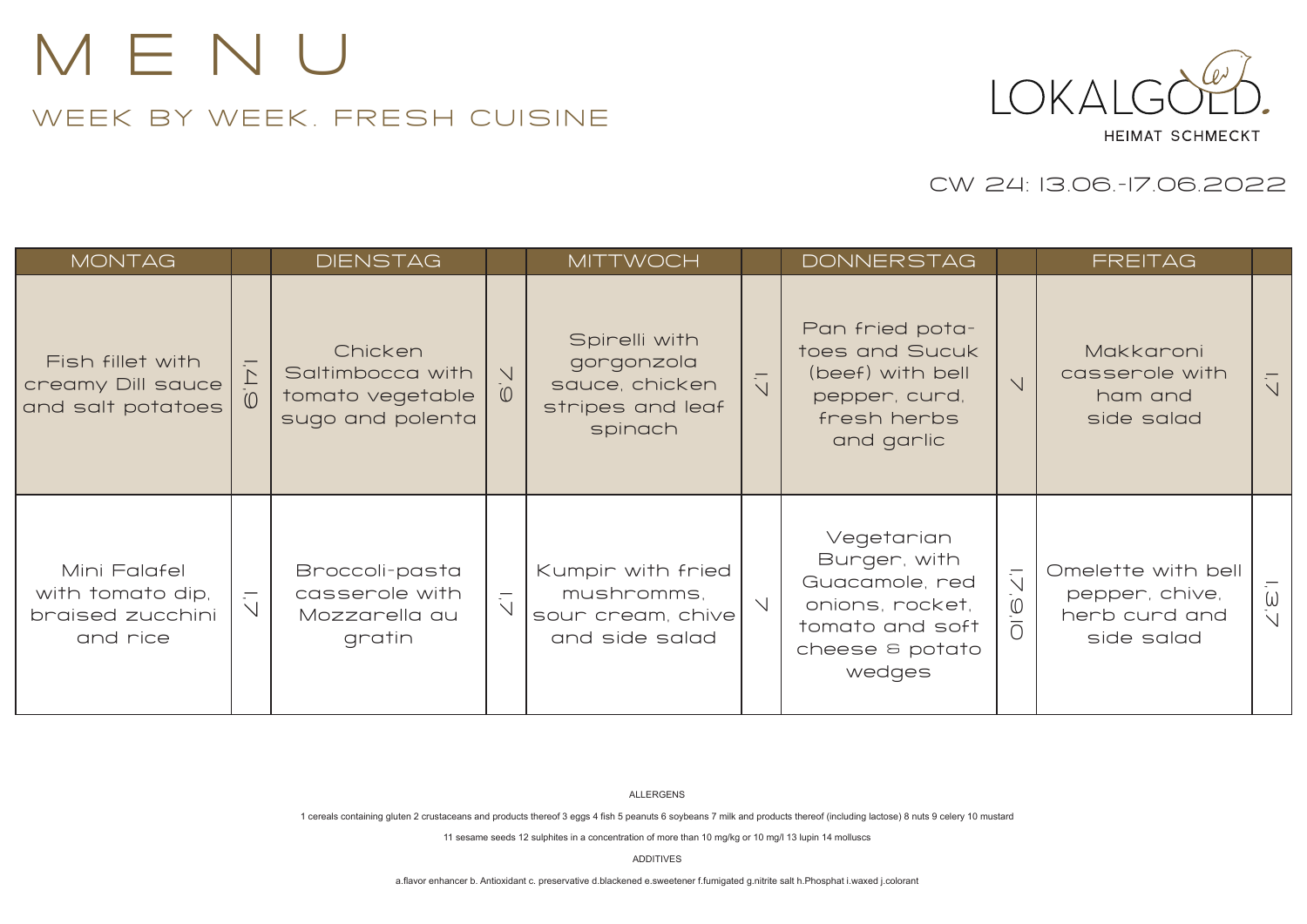# M E N U

## WEEK BY WEEK. FRESH CUISINE

LOKALGOLD.
HEIMAT SCHMECKT

CW 24: 13.06.-17.06.2022

| MONTAG | | DIENSTAG | | MITTWOCH | | DONNERSTAG | | FREITAG | |
|---|---|---|---|---|---|---|---|---|---|
| Fish fillet with creamy Dill sauce and salt potatoes | 1,4,9 | Chicken Saltimbocca with tomato vegetable sugo and polenta | 7,9 | Spirelli with gorgonzola sauce, chicken stripes and leaf spinach | 1,7 | Pan fried potatoes and Sucuk (beef) with bell pepper, curd, fresh herbs and garlic | 7 | Makkaroni casserole with ham and side salad | 1,7 |
| Mini Falafel with tomato dip, braised zucchini and rice | 1,7 | Broccoli-pasta casserole with Mozzarella au gratin | 1,7 | Kumpir with fried mushromms, sour cream, chive and side salad | 7 | Vegetarian Burger, with Guacamole, red onions, rocket, tomato and soft cheese & potato wedges | 1,7,9,10 | Omelette with bell pepper, chive, herb curd and side salad | 1,3,7 |

ALLERGENS

1 cereals containing gluten 2 crustaceans and products thereof 3 eggs 4 fish 5 peanuts 6 soybeans 7 milk and products thereof (including lactose) 8 nuts 9 celery 10 mustard

11 sesame seeds 12 sulphites in a concentration of more than 10 mg/kg or 10 mg/l 13 lupin 14 molluscs

ADDITIVES

a.flavor enhancer b. Antioxidant c. preservative d.blackened e.sweetener f.fumigated g.nitrite salt h.Phosphat i.waxed j.colorant